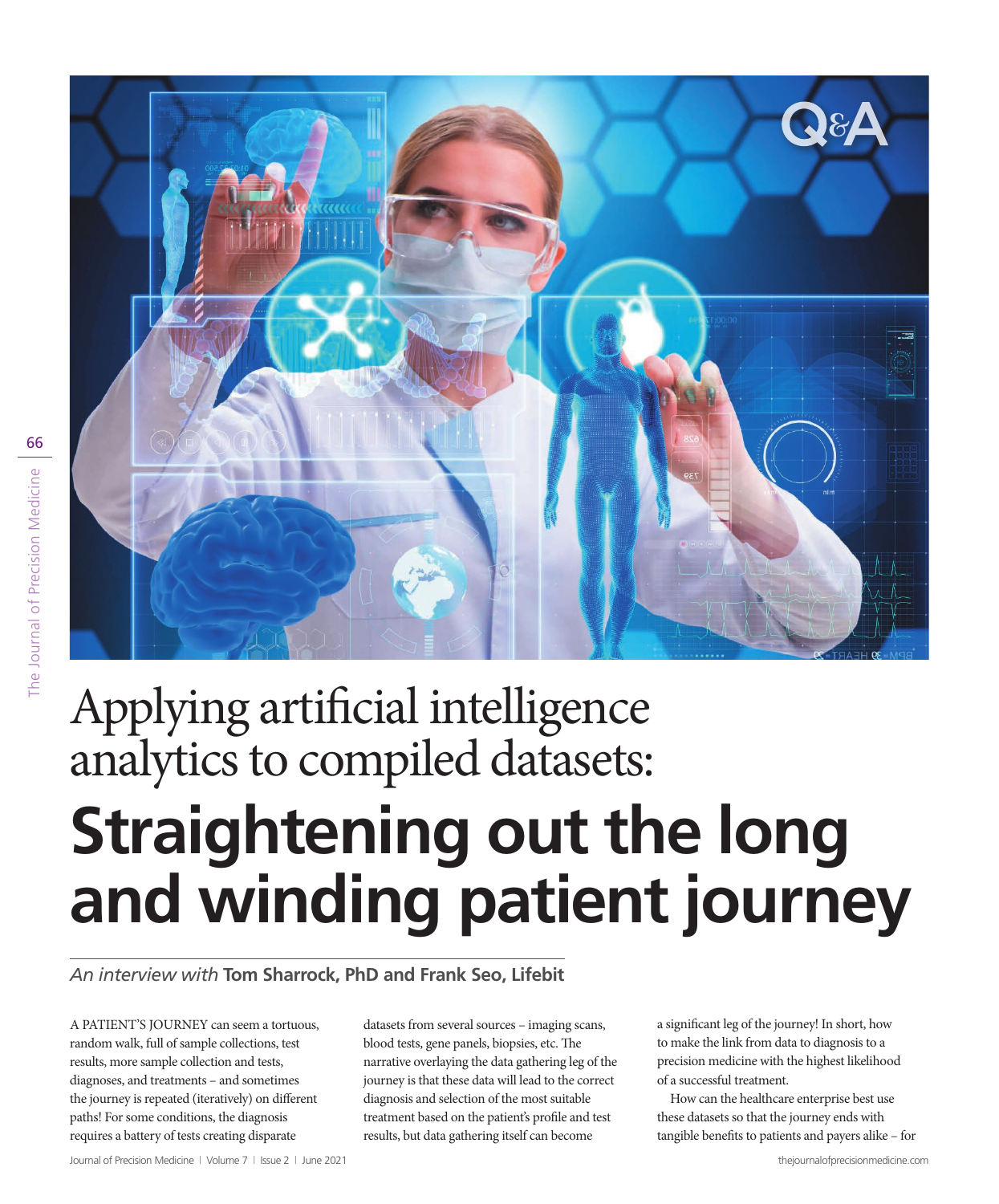# Applying artificial intelligence analytics to compiled datasets: Straightening out the long and winding patient journey

*An interview with* **Tom Sharrock, PhD and Frank Seo, Lifebit**

A PATIENT'S JOURNEY can seem a tortuous, random walk, full of sample collections, test results, more sample collection and tests, diagnoses, and treatments – and sometimes the journey is repeated (iteratively) on different paths! For some conditions, the diagnosis requires a battery of tests creating disparate datasets from several sources – imaging scans, blood tests, gene panels, biopsies, etc. The narrative overlaying the data gathering leg of the journey is that these data will lead to the correct diagnosis and selection of the most suitable treatment based on the patient's profile and test results, but data gathering itself can become a significant leg of the journey! In short, how to make the link from data to diagnosis to a precision medicine with the highest likelihood of a successful treatment.

How can the healthcare enterprise best use these datasets so that the journey ends with tangible benefits to patients and payers alike – for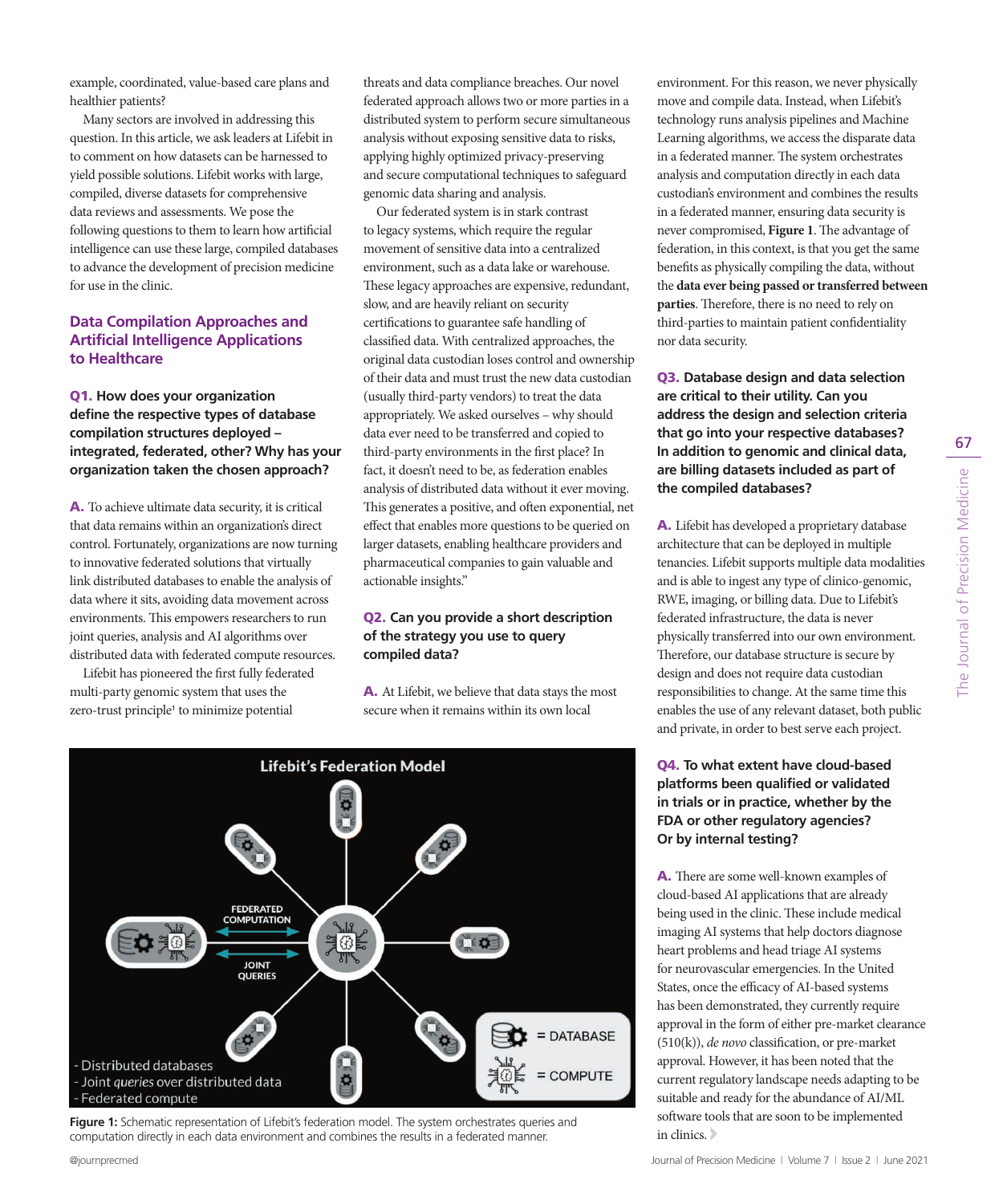example, coordinated, value-based care plans and healthier patients?

Many sectors are involved in addressing this question. In this article, we ask leaders at Lifebit in to comment on how datasets can be harnessed to yield possible solutions. Lifebit works with large, compiled, diverse datasets for comprehensive data reviews and assessments. We pose the following questions to them to learn how artificial intelligence can use these large, compiled databases to advance the development of precision medicine for use in the clinic.

## Data Compilation Approaches and Artificial Intelligence Applications to Healthcare

**Q1. How does your organization define the respective types of database compilation structures deployed – integrated, federated, other? Why has your organization taken the chosen approach?**

**A.** To achieve ultimate data security, it is critical that data remains within an organization's direct control. Fortunately, organizations are now turning to innovative federated solutions that virtually link distributed databases to enable the analysis of data where it sits, avoiding data movement across environments. This empowers researchers to run joint queries, analysis and AI algorithms over distributed data with federated compute resources.

Lifebit has pioneered the first fully federated multi-party genomic system that uses the zero-trust principle[1] to minimize potential threats and data compliance breaches. Our novel federated approach allows two or more parties in a distributed system to perform secure simultaneous analysis without exposing sensitive data to risks, applying highly optimized privacy-preserving and secure computational techniques to safeguard genomic data sharing and analysis.

Our federated system is in stark contrast to legacy systems, which require the regular movement of sensitive data into a centralized environment, such as a data lake or warehouse. These legacy approaches are expensive, redundant, slow, and are heavily reliant on security certifications to guarantee safe handling of classified data. With centralized approaches, the original data custodian loses control and ownership of their data and must trust the new data custodian (usually third-party vendors) to treat the data appropriately. We asked ourselves – why should data ever need to be transferred and copied to third-party environments in the first place? In fact, it doesn't need to be, as federation enables analysis of distributed data without it ever moving. This generates a positive, and often exponential, net effect that enables more questions to be queried on larger datasets, enabling healthcare providers and pharmaceutical companies to gain valuable and actionable insights."

**Q2. Can you provide a short description of the strategy you use to query compiled data?**

**A.** At Lifebit, we believe that data stays the most secure when it remains within its own local environment. For this reason, we never physically move and compile data. Instead, when Lifebit's technology runs analysis pipelines and Machine Learning algorithms, we access the disparate data in a federated manner. The system orchestrates analysis and computation directly in each data custodian's environment and combines the results in a federated manner, ensuring data security is never compromised, **Figure 1**. The advantage of federation, in this context, is that you get the same benefits as physically compiling the data, without the **data ever being passed or transferred between parties**. Therefore, there is no need to rely on third-parties to maintain patient confidentiality nor data security.

**Q3. Database design and data selection are critical to their utility. Can you address the design and selection criteria that go into your respective databases? In addition to genomic and clinical data, are billing datasets included as part of the compiled databases?**

**A.** Lifebit has developed a proprietary database architecture that can be deployed in multiple tenancies. Lifebit supports multiple data modalities and is able to ingest any type of clinico-genomic, RWE, imaging, or billing data. Due to Lifebit's federated infrastructure, the data is never physically transferred into our own environment. Therefore, our database structure is secure by design and does not require data custodian responsibilities to change. At the same time this enables the use of any relevant dataset, both public and private, in order to best serve each project.

**Q4. To what extent have cloud-based platforms been qualified or validated in trials or in practice, whether by the FDA or other regulatory agencies? Or by internal testing?**

**A.** There are some well-known examples of cloud-based AI applications that are already being used in the clinic. These include medical imaging AI systems that help doctors diagnose heart problems and head triage AI systems for neurovascular emergencies. In the United States, once the efficacy of AI-based systems has been demonstrated, they currently require approval in the form of either pre-market clearance (510(k)), *de novo* classification, or pre-market approval. However, it has been noted that the current regulatory landscape needs adapting to be suitable and ready for the abundance of AI/ML software tools that are soon to be implemented in clinics.

Lifebit's Federation Model

FEDERATED COMPUTATION

JOINT QUERIES

= DATABASE

= COMPUTE

- Distributed databases
- Joint *queries* over distributed data
- Federated compute

**Figure 1:** Schematic representation of Lifebit's federation model. The system orchestrates queries and computation directly in each data environment and combines the results in a federated manner.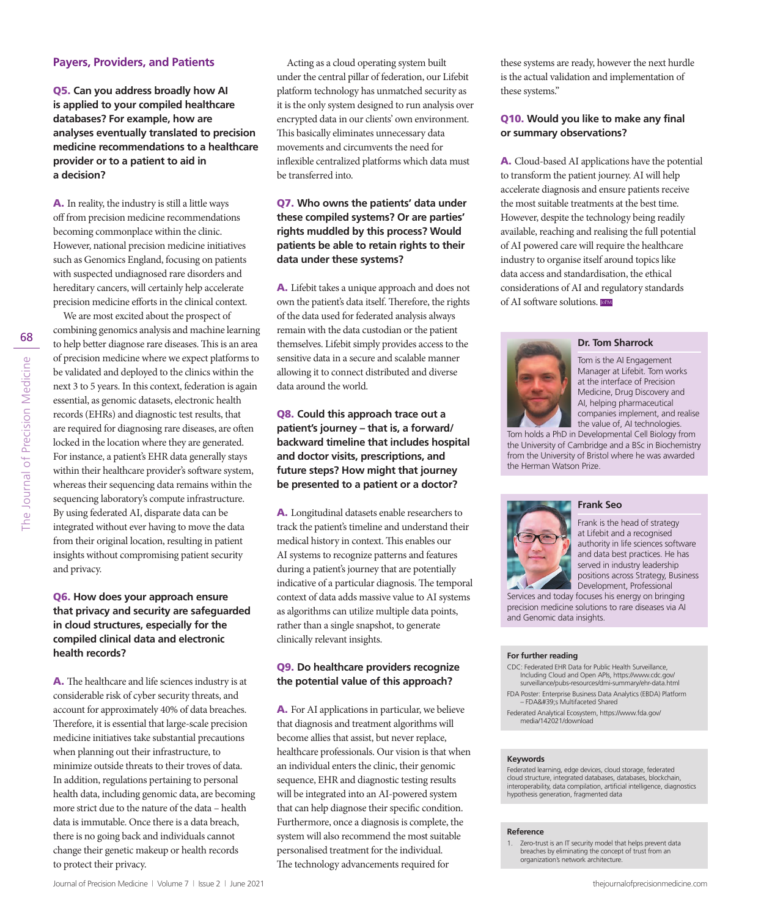## Payers, Providers, and Patients

**Q5. Can you address broadly how AI is applied to your compiled healthcare databases? For example, how are analyses eventually translated to precision medicine recommendations to a healthcare provider or to a patient to aid in a decision?**

**A.** In reality, the industry is still a little ways off from precision medicine recommendations becoming commonplace within the clinic. However, national precision medicine initiatives such as Genomics England, focusing on patients with suspected undiagnosed rare disorders and hereditary cancers, will certainly help accelerate precision medicine efforts in the clinical context.

We are most excited about the prospect of combining genomics analysis and machine learning to help better diagnose rare diseases. This is an area of precision medicine where we expect platforms to be validated and deployed to the clinics within the next 3 to 5 years. In this context, federation is again essential, as genomic datasets, electronic health records (EHRs) and diagnostic test results, that are required for diagnosing rare diseases, are often locked in the location where they are generated. For instance, a patient's EHR data generally stays within their healthcare provider's software system, whereas their sequencing data remains within the sequencing laboratory's compute infrastructure. By using federated AI, disparate data can be integrated without ever having to move the data from their original location, resulting in patient insights without compromising patient security and privacy.

**Q6. How does your approach ensure that privacy and security are safeguarded in cloud structures, especially for the compiled clinical data and electronic health records?**

**A.** The healthcare and life sciences industry is at considerable risk of cyber security threats, and account for approximately 40% of data breaches. Therefore, it is essential that large-scale precision medicine initiatives take substantial precautions when planning out their infrastructure, to minimize outside threats to their troves of data. In addition, regulations pertaining to personal health data, including genomic data, are becoming more strict due to the nature of the data – health data is immutable. Once there is a data breach, there is no going back and individuals cannot change their genetic makeup or health records to protect their privacy.

Acting as a cloud operating system built under the central pillar of federation, our Lifebit platform technology has unmatched security as it is the only system designed to run analysis over encrypted data in our clients' own environment. This basically eliminates unnecessary data movements and circumvents the need for inflexible centralized platforms which data must be transferred into.

**Q7. Who owns the patients' data under these compiled systems? Or are parties' rights muddled by this process? Would patients be able to retain rights to their data under these systems?**

**A.** Lifebit takes a unique approach and does not own the patient's data itself. Therefore, the rights of the data used for federated analysis always remain with the data custodian or the patient themselves. Lifebit simply provides access to the sensitive data in a secure and scalable manner allowing it to connect distributed and diverse data around the world.

**Q8. Could this approach trace out a patient's journey – that is, a forward/backward timeline that includes hospital and doctor visits, prescriptions, and future steps? How might that journey be presented to a patient or a doctor?**

**A.** Longitudinal datasets enable researchers to track the patient's timeline and understand their medical history in context. This enables our AI systems to recognize patterns and features during a patient's journey that are potentially indicative of a particular diagnosis. The temporal context of data adds massive value to AI systems as algorithms can utilize multiple data points, rather than a single snapshot, to generate clinically relevant insights.

**Q9. Do healthcare providers recognize the potential value of this approach?**

**A.** For AI applications in particular, we believe that diagnosis and treatment algorithms will become allies that assist, but never replace, healthcare professionals. Our vision is that when an individual enters the clinic, their genomic sequence, EHR and diagnostic testing results will be integrated into an AI-powered system that can help diagnose their specific condition. Furthermore, once a diagnosis is complete, the system will also recommend the most suitable personalised treatment for the individual. The technology advancements required for these systems are ready, however the next hurdle is the actual validation and implementation of these systems."

**Q10. Would you like to make any final or summary observations?**

**A.** Cloud-based AI applications have the potential to transform the patient journey. AI will help accelerate diagnosis and ensure patients receive the most suitable treatments at the best time. However, despite the technology being readily available, reaching and realising the full potential of AI powered care will require the healthcare industry to organise itself around topics like data access and standardisation, the ethical considerations of AI and regulatory standards of AI software solutions. JoPM

**Dr. Tom Sharrock**

Tom is the AI Engagement Manager at Lifebit. Tom works at the interface of Precision Medicine, Drug Discovery and AI, helping pharmaceutical companies implement, and realise the value of, AI technologies. Tom holds a PhD in Developmental Cell Biology from the University of Cambridge and a BSc in Biochemistry from the University of Bristol where he was awarded the Herman Watson Prize.

**Frank Seo**

Frank is the head of strategy at Lifebit and a recognised authority in life sciences software and data best practices. He has served in industry leadership positions across Strategy, Business Development, Professional Services and today focuses his energy on bringing precision medicine solutions to rare diseases via AI and Genomic data insights.

**For further reading**

CDC: Federated EHR Data for Public Health Surveillance, Including Cloud and Open APIs, https://www.cdc.gov/surveillance/pubs-resources/dmi-summary/ehr-data.html

FDA Poster: Enterprise Business Data Analytics (EBDA) Platform – FDA&#39;s Multifaceted Shared

Federated Analytical Ecosystem, https://www.fda.gov/media/142021/download

**Keywords**

Federated learning, edge devices, cloud storage, federated cloud structure, integrated databases, databases, blockchain, interoperability, data compilation, artificial intelligence, diagnostics hypothesis generation, fragmented data

**Reference**

1. Zero-trust is an IT security model that helps prevent data breaches by eliminating the concept of trust from an organization's network architecture.